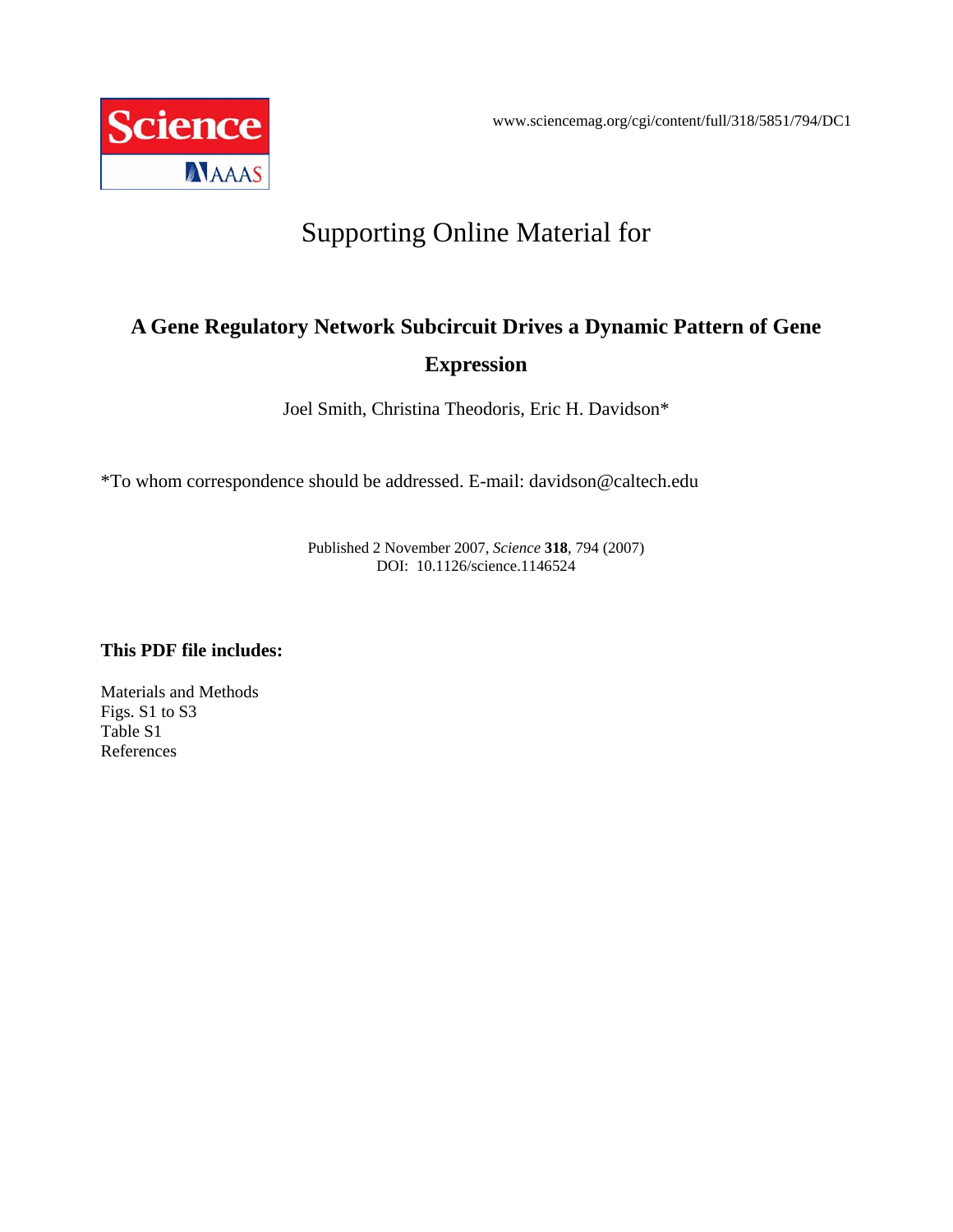www.sciencemag.org/cgi/content/full/318/5851/794/DC1

# Supporting Online Material for

## A Gene Regulatory Network Subcircuit Drives a Dynamic Pattern of Gene Expression

Joel Smith, Christina Theodoris, Eric H. Davidson*

*To whom correspondence should be addressed. E-mail: davidson@caltech.edu

Published 2 November 2007, *Science* **318**, 794 (2007)
DOI: 10.1126/science.1146524

**This PDF file includes:**

Materials and Methods
Figs. S1 to S3
Table S1
References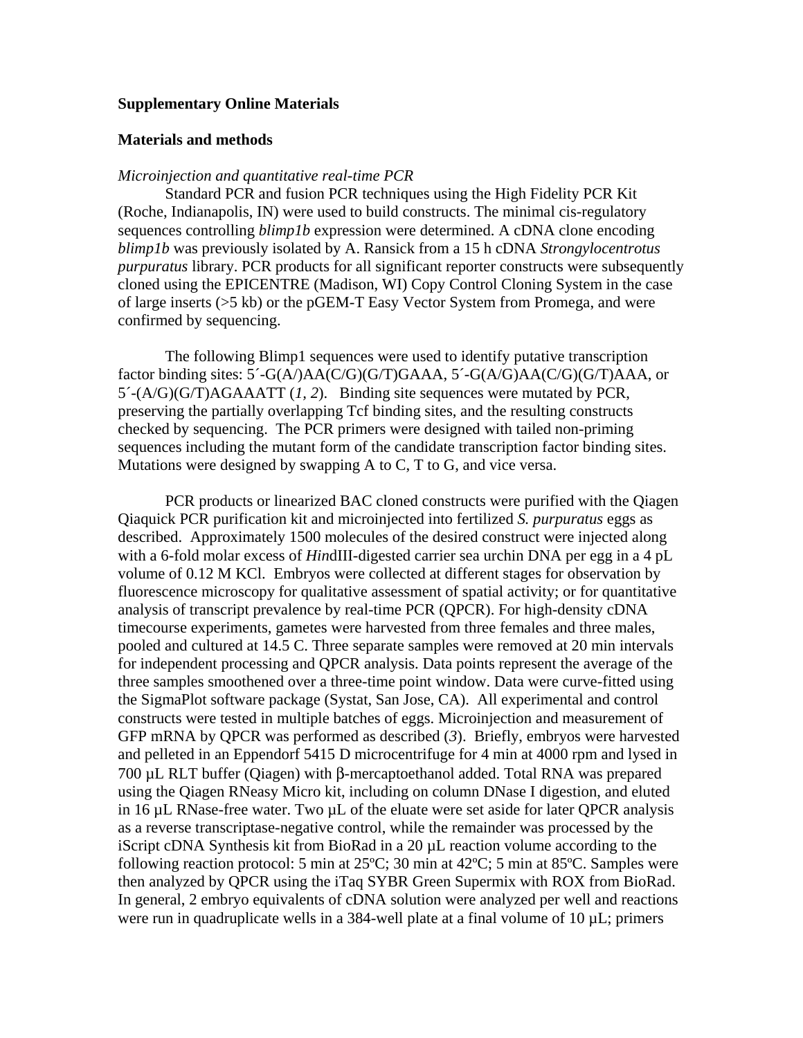**Supplementary Online Materials**

**Materials and methods**

*Microinjection and quantitative real-time PCR*

Standard PCR and fusion PCR techniques using the High Fidelity PCR Kit (Roche, Indianapolis, IN) were used to build constructs. The minimal cis-regulatory sequences controlling *blimp1b* expression were determined. A cDNA clone encoding *blimp1b* was previously isolated by A. Ransick from a 15 h cDNA *Strongylocentrotus purpuratus* library. PCR products for all significant reporter constructs were subsequently cloned using the EPICENTRE (Madison, WI) Copy Control Cloning System in the case of large inserts (>5 kb) or the pGEM-T Easy Vector System from Promega, and were confirmed by sequencing.

The following Blimp1 sequences were used to identify putative transcription factor binding sites: 5´-G(A/)AA(C/G)(G/T)GAAA, 5´-G(A/G)AA(C/G)(G/T)AAA, or 5´-(A/G)(G/T)AGAAATT (*1, 2*). Binding site sequences were mutated by PCR, preserving the partially overlapping Tcf binding sites, and the resulting constructs checked by sequencing. The PCR primers were designed with tailed non-priming sequences including the mutant form of the candidate transcription factor binding sites. Mutations were designed by swapping A to C, T to G, and vice versa.

PCR products or linearized BAC cloned constructs were purified with the Qiagen Qiaquick PCR purification kit and microinjected into fertilized *S. purpuratus* eggs as described. Approximately 1500 molecules of the desired construct were injected along with a 6-fold molar excess of *Hin*dIII-digested carrier sea urchin DNA per egg in a 4 pL volume of 0.12 M KCl. Embryos were collected at different stages for observation by fluorescence microscopy for qualitative assessment of spatial activity; or for quantitative analysis of transcript prevalence by real-time PCR (QPCR). For high-density cDNA timecourse experiments, gametes were harvested from three females and three males, pooled and cultured at 14.5 C. Three separate samples were removed at 20 min intervals for independent processing and QPCR analysis. Data points represent the average of the three samples smoothened over a three-time point window. Data were curve-fitted using the SigmaPlot software package (Systat, San Jose, CA). All experimental and control constructs were tested in multiple batches of eggs. Microinjection and measurement of GFP mRNA by QPCR was performed as described (*3*). Briefly, embryos were harvested and pelleted in an Eppendorf 5415 D microcentrifuge for 4 min at 4000 rpm and lysed in 700 µL RLT buffer (Qiagen) with β-mercaptoethanol added. Total RNA was prepared using the Qiagen RNeasy Micro kit, including on column DNase I digestion, and eluted in 16 µL RNase-free water. Two µL of the eluate were set aside for later QPCR analysis as a reverse transcriptase-negative control, while the remainder was processed by the iScript cDNA Synthesis kit from BioRad in a 20 µL reaction volume according to the following reaction protocol: 5 min at 25ºC; 30 min at 42ºC; 5 min at 85ºC. Samples were then analyzed by QPCR using the iTaq SYBR Green Supermix with ROX from BioRad. In general, 2 embryo equivalents of cDNA solution were analyzed per well and reactions were run in quadruplicate wells in a 384-well plate at a final volume of 10 µL; primers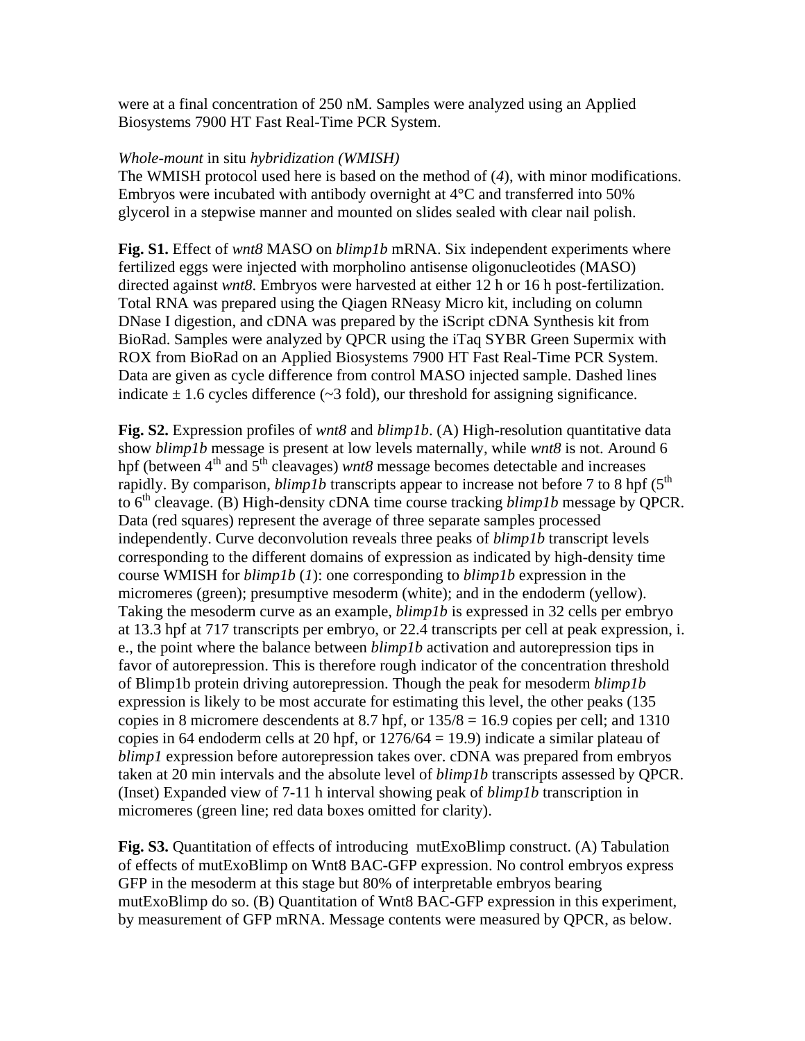were at a final concentration of 250 nM. Samples were analyzed using an Applied Biosystems 7900 HT Fast Real-Time PCR System.

*Whole-mount* in situ *hybridization (WMISH)*

The WMISH protocol used here is based on the method of (*4*), with minor modifications. Embryos were incubated with antibody overnight at 4°C and transferred into 50% glycerol in a stepwise manner and mounted on slides sealed with clear nail polish.

**Fig. S1.** Effect of *wnt8* MASO on *blimp1b* mRNA. Six independent experiments where fertilized eggs were injected with morpholino antisense oligonucleotides (MASO) directed against *wnt8*. Embryos were harvested at either 12 h or 16 h post-fertilization. Total RNA was prepared using the Qiagen RNeasy Micro kit, including on column DNase I digestion, and cDNA was prepared by the iScript cDNA Synthesis kit from BioRad. Samples were analyzed by QPCR using the iTaq SYBR Green Supermix with ROX from BioRad on an Applied Biosystems 7900 HT Fast Real-Time PCR System. Data are given as cycle difference from control MASO injected sample. Dashed lines indicate ± 1.6 cycles difference (~3 fold), our threshold for assigning significance.

**Fig. S2.** Expression profiles of *wnt8* and *blimp1b*. (A) High-resolution quantitative data show *blimp1b* message is present at low levels maternally, while *wnt8* is not. Around 6 hpf (between 4th and 5th cleavages) *wnt8* message becomes detectable and increases rapidly. By comparison, *blimp1b* transcripts appear to increase not before 7 to 8 hpf (5th to 6th cleavage. (B) High-density cDNA time course tracking *blimp1b* message by QPCR. Data (red squares) represent the average of three separate samples processed independently. Curve deconvolution reveals three peaks of *blimp1b* transcript levels corresponding to the different domains of expression as indicated by high-density time course WMISH for *blimp1b* (*1*): one corresponding to *blimp1b* expression in the micromeres (green); presumptive mesoderm (white); and in the endoderm (yellow). Taking the mesoderm curve as an example, *blimp1b* is expressed in 32 cells per embryo at 13.3 hpf at 717 transcripts per embryo, or 22.4 transcripts per cell at peak expression, i. e., the point where the balance between *blimp1b* activation and autorepression tips in favor of autorepression. This is therefore rough indicator of the concentration threshold of Blimp1b protein driving autorepression. Though the peak for mesoderm *blimp1b* expression is likely to be most accurate for estimating this level, the other peaks (135 copies in 8 micromere descendents at 8.7 hpf, or $135/8 = 16.9$ copies per cell; and 1310 copies in 64 endoderm cells at 20 hpf, or $1276/64 = 19.9$) indicate a similar plateau of *blimp1* expression before autorepression takes over. cDNA was prepared from embryos taken at 20 min intervals and the absolute level of *blimp1b* transcripts assessed by QPCR. (Inset) Expanded view of 7-11 h interval showing peak of *blimp1b* transcription in micromeres (green line; red data boxes omitted for clarity).

**Fig. S3.** Quantitation of effects of introducing mutExoBlimp construct. (A) Tabulation of effects of mutExoBlimp on Wnt8 BAC-GFP expression. No control embryos express GFP in the mesoderm at this stage but 80% of interpretable embryos bearing mutExoBlimp do so. (B) Quantitation of Wnt8 BAC-GFP expression in this experiment, by measurement of GFP mRNA. Message contents were measured by QPCR, as below.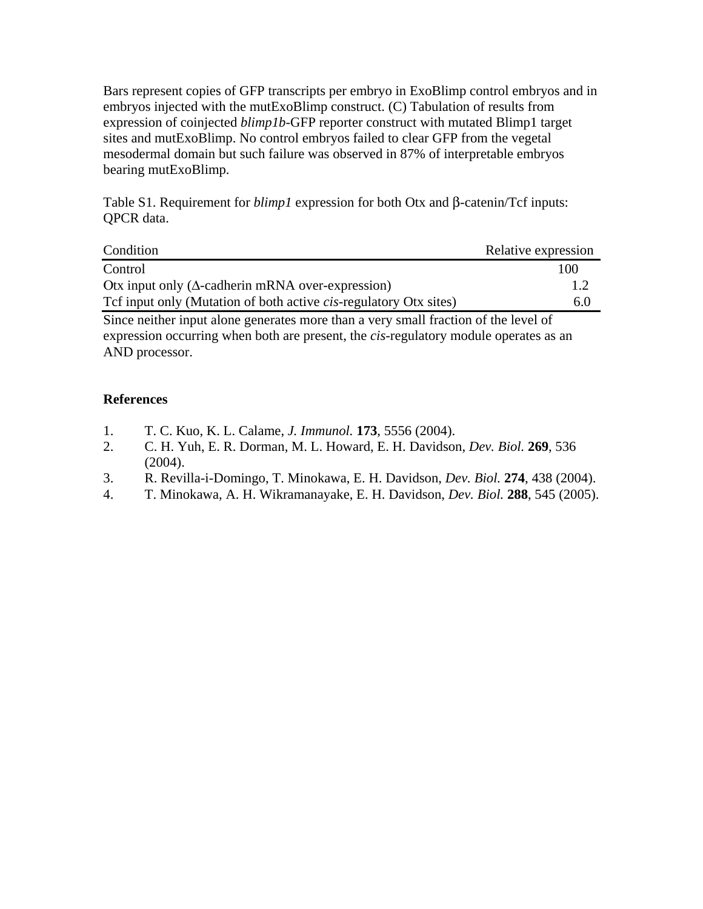Bars represent copies of GFP transcripts per embryo in ExoBlimp control embryos and in embryos injected with the mutExoBlimp construct. (C) Tabulation of results from expression of coinjected *blimp1b*-GFP reporter construct with mutated Blimp1 target sites and mutExoBlimp. No control embryos failed to clear GFP from the vegetal mesodermal domain but such failure was observed in 87% of interpretable embryos bearing mutExoBlimp.

Table S1. Requirement for *blimp1* expression for both Otx and β-catenin/Tcf inputs: QPCR data.

| Condition | Relative expression |
|---|---|
| Control | 100 |
| Otx input only (Δ-cadherin mRNA over-expression) | 1.2 |
| Tcf input only (Mutation of both active *cis*-regulatory Otx sites) | 6.0 |

Since neither input alone generates more than a very small fraction of the level of expression occurring when both are present, the *cis*-regulatory module operates as an AND processor.

**References**

1. T. C. Kuo, K. L. Calame, *J. Immunol.* **173**, 5556 (2004).
2. C. H. Yuh, E. R. Dorman, M. L. Howard, E. H. Davidson, *Dev. Biol.* **269**, 536 (2004).
3. R. Revilla-i-Domingo, T. Minokawa, E. H. Davidson, *Dev. Biol.* **274**, 438 (2004).
4. T. Minokawa, A. H. Wikramanayake, E. H. Davidson, *Dev. Biol.* **288**, 545 (2005).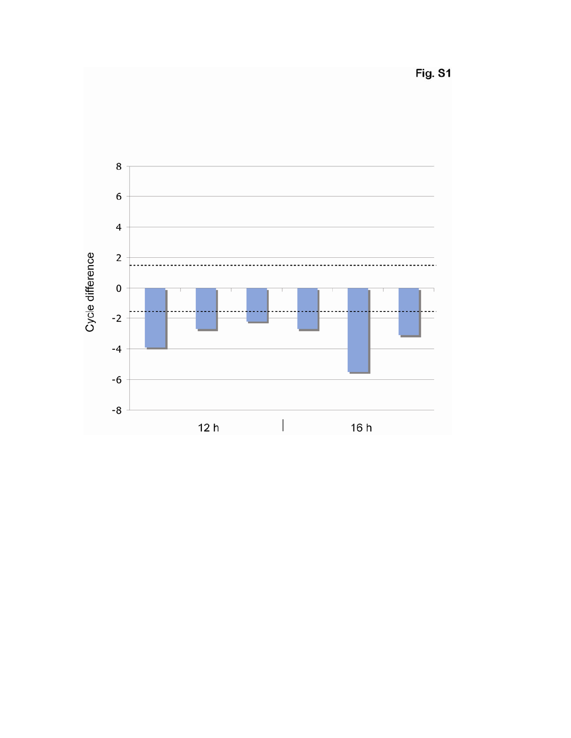Fig. S1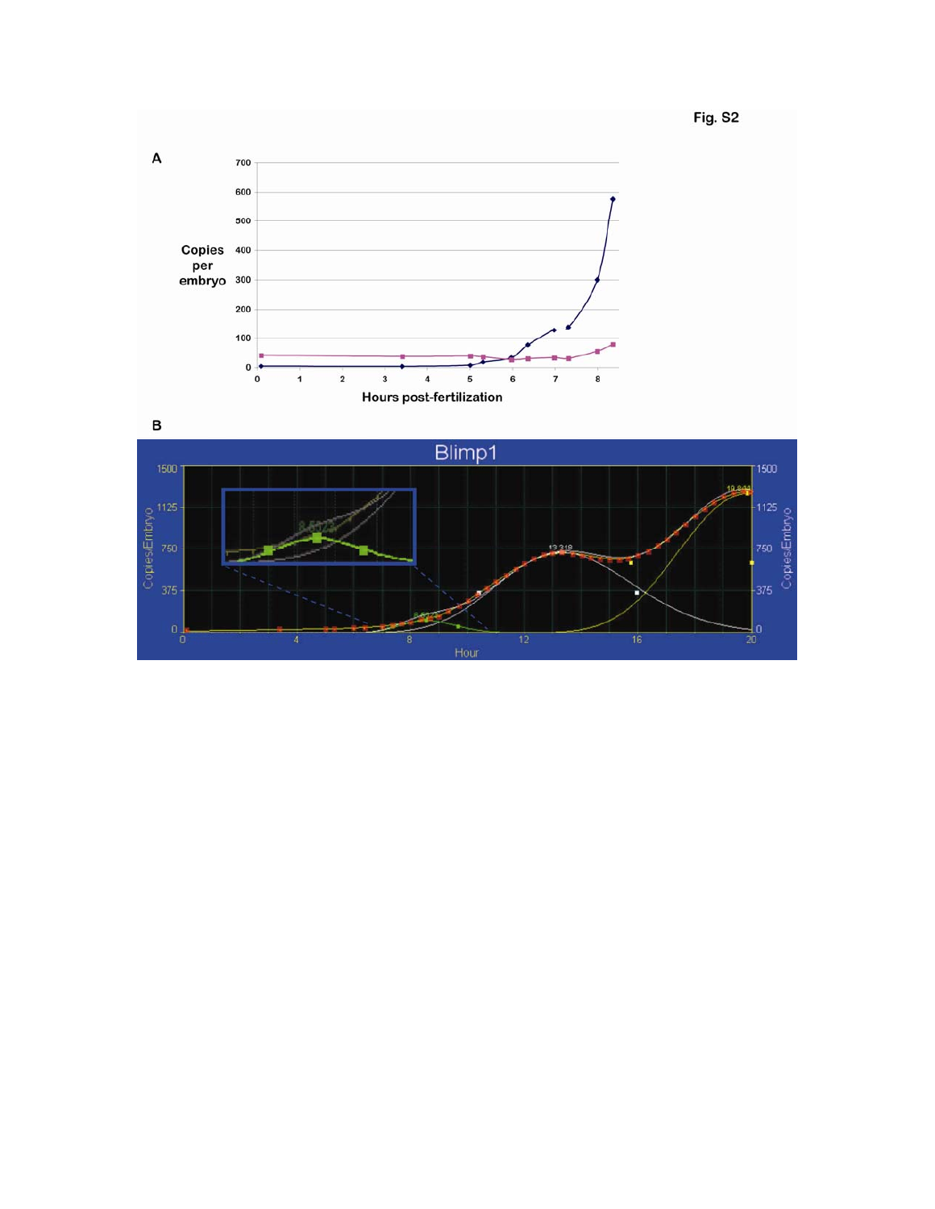**Fig. S2**

**A**

**B**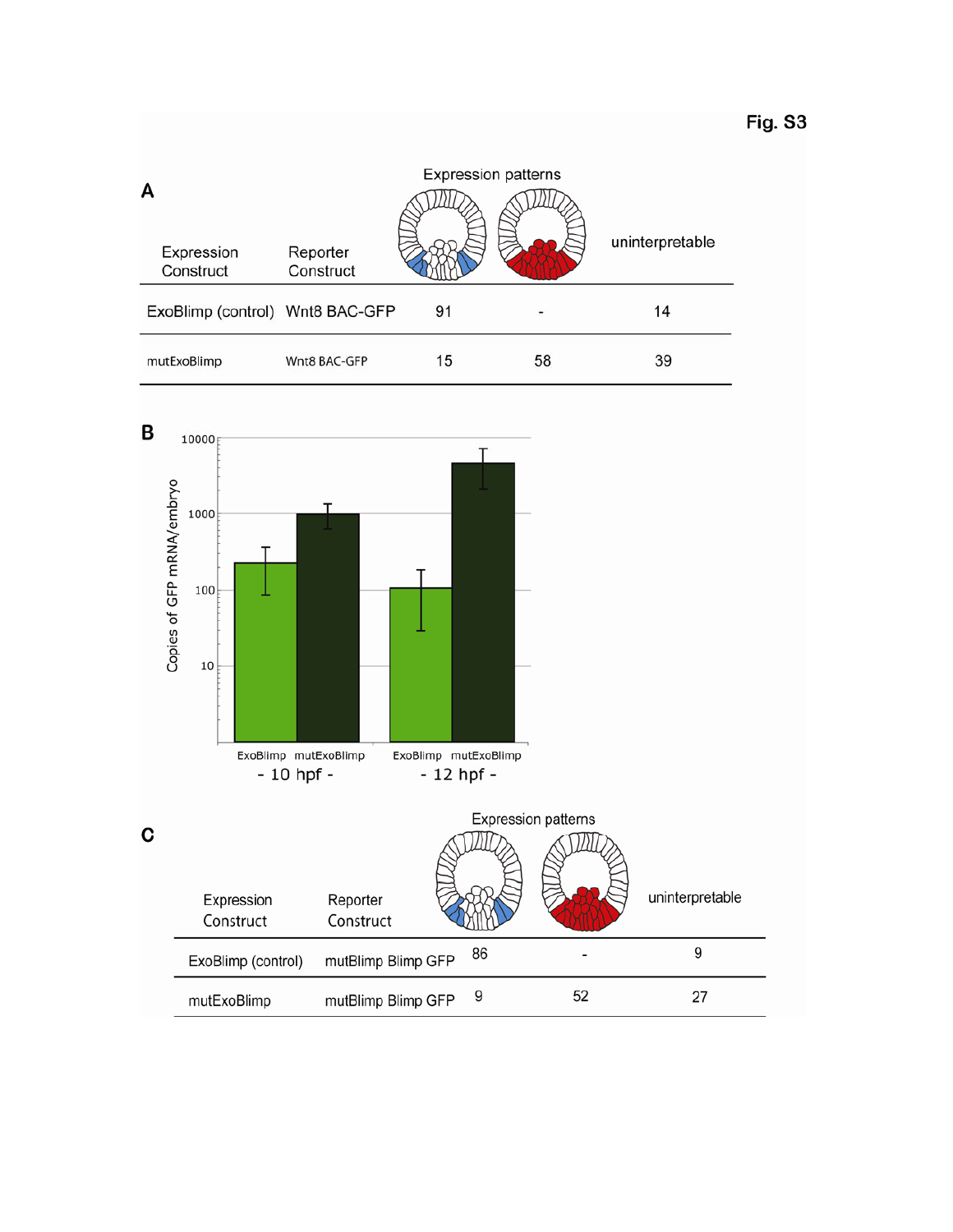Fig. S3

**A**

| Expression Construct | Reporter Construct | Expression patterns (blue) | Expression patterns (red) | uninterpretable |
|---|---|---|---|---|
| ExoBlimp (control) | Wnt8 BAC-GFP | 91 | - | 14 |
| mutExoBlimp | Wnt8 BAC-GFP | 15 | 58 | 39 |

**B**

Copies of GFP mRNA/embryo

10000

1000

100

10

ExoBlimp mutExoBlimp

- 10 hpf -

ExoBlimp mutExoBlimp

- 12 hpf -

**C**

| Expression Construct | Reporter Construct | Expression patterns (blue) | Expression patterns (red) | uninterpretable |
|---|---|---|---|---|
| ExoBlimp (control) | mutBlimp Blimp GFP | 86 | - | 9 |
| mutExoBlimp | mutBlimp Blimp GFP | 9 | 52 | 27 |